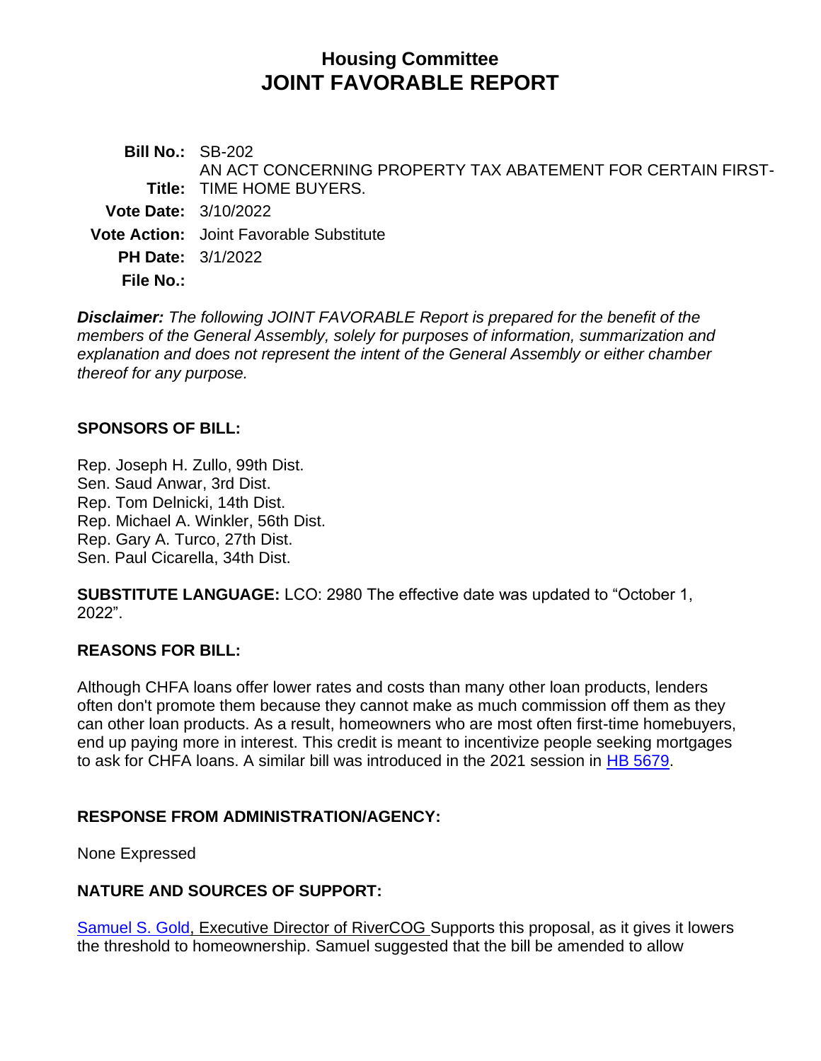# Housing Committee
# JOINT FAVORABLE REPORT

**Bill No.:** SB-202

**Title:** AN ACT CONCERNING PROPERTY TAX ABATEMENT FOR CERTAIN FIRST-TIME HOME BUYERS.

**Vote Date:** 3/10/2022

**Vote Action:** Joint Favorable Substitute

**PH Date:** 3/1/2022

**File No.:**

***Disclaimer:*** *The following JOINT FAVORABLE Report is prepared for the benefit of the members of the General Assembly, solely for purposes of information, summarization and explanation and does not represent the intent of the General Assembly or either chamber thereof for any purpose.*

**SPONSORS OF BILL:**

Rep. Joseph H. Zullo, 99th Dist.
Sen. Saud Anwar, 3rd Dist.
Rep. Tom Delnicki, 14th Dist.
Rep. Michael A. Winkler, 56th Dist.
Rep. Gary A. Turco, 27th Dist.
Sen. Paul Cicarella, 34th Dist.

**SUBSTITUTE LANGUAGE:** LCO: 2980 The effective date was updated to "October 1, 2022".

**REASONS FOR BILL:**

Although CHFA loans offer lower rates and costs than many other loan products, lenders often don't promote them because they cannot make as much commission off them as they can other loan products. As a result, homeowners who are most often first-time homebuyers, end up paying more in interest. This credit is meant to incentivize people seeking mortgages to ask for CHFA loans. A similar bill was introduced in the 2021 session in HB 5679.

**RESPONSE FROM ADMINISTRATION/AGENCY:**

None Expressed

**NATURE AND SOURCES OF SUPPORT:**

Samuel S. Gold, Executive Director of RiverCOG Supports this proposal, as it gives it lowers the threshold to homeownership. Samuel suggested that the bill be amended to allow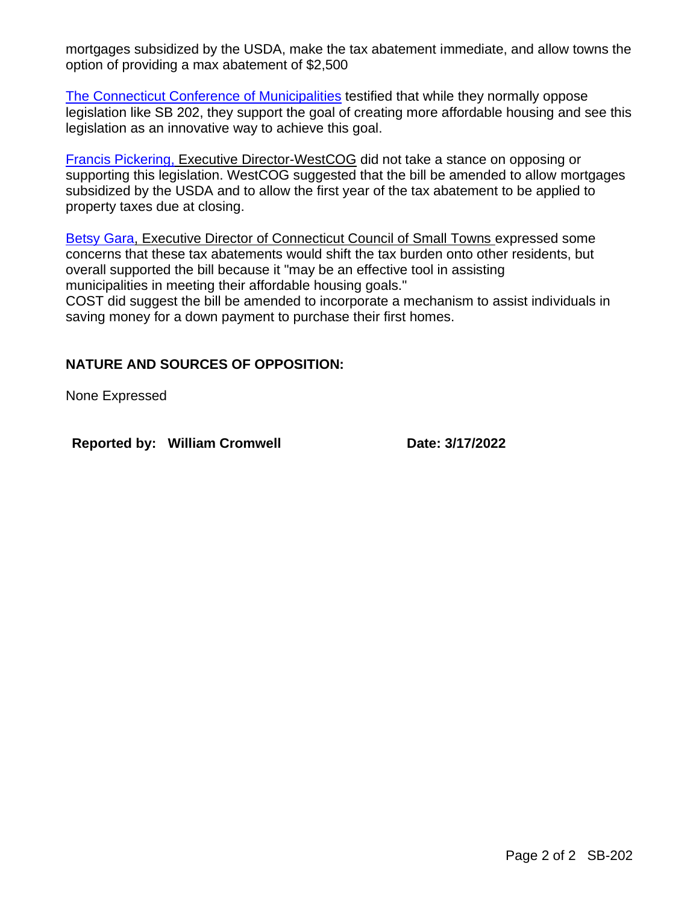mortgages subsidized by the USDA, make the tax abatement immediate, and allow towns the option of providing a max abatement of $2,500

The Connecticut Conference of Municipalities testified that while they normally oppose legislation like SB 202, they support the goal of creating more affordable housing and see this legislation as an innovative way to achieve this goal.

Francis Pickering, Executive Director-WestCOG did not take a stance on opposing or supporting this legislation. WestCOG suggested that the bill be amended to allow mortgages subsidized by the USDA and to allow the first year of the tax abatement to be applied to property taxes due at closing.

Betsy Gara, Executive Director of Connecticut Council of Small Towns expressed some concerns that these tax abatements would shift the tax burden onto other residents, but overall supported the bill because it "may be an effective tool in assisting municipalities in meeting their affordable housing goals."
COST did suggest the bill be amended to incorporate a mechanism to assist individuals in saving money for a down payment to purchase their first homes.

**NATURE AND SOURCES OF OPPOSITION:**

None Expressed

**Reported by: William Cromwell** **Date: 3/17/2022**